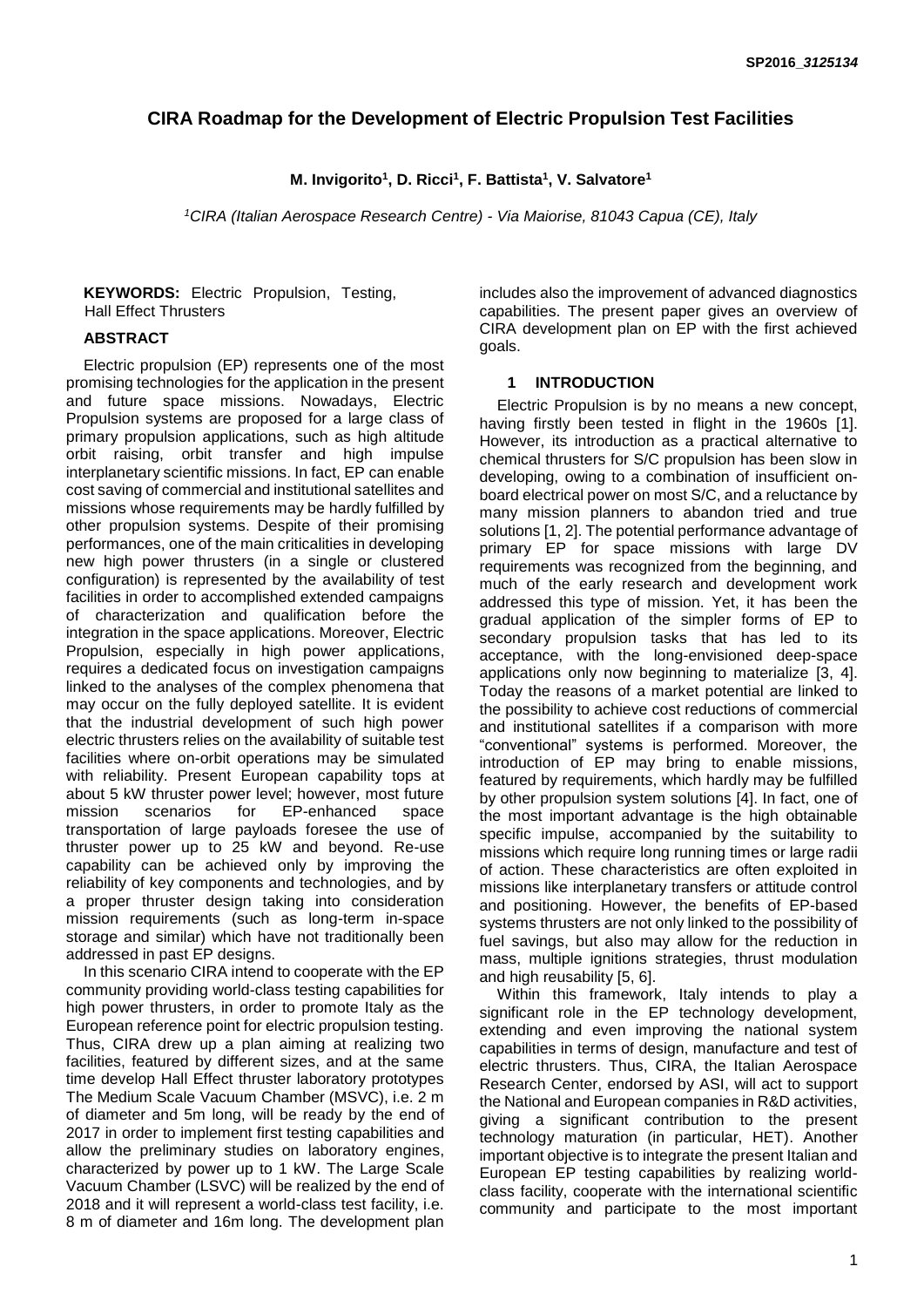# CIRA Roadmap for the Development of Electric Propulsion Test Facilities

**M. Invigorito[1], D. Ricci[1], F. Battista[1], V. Salvatore[1]**

*[1]CIRA (Italian Aerospace Research Centre) - Via Maiorise, 81043 Capua (CE), Italy*

**KEYWORDS:** Electric Propulsion, Testing, Hall Effect Thrusters

## ABSTRACT

Electric propulsion (EP) represents one of the most promising technologies for the application in the present and future space missions. Nowadays, Electric Propulsion systems are proposed for a large class of primary propulsion applications, such as high altitude orbit raising, orbit transfer and high impulse interplanetary scientific missions. In fact, EP can enable cost saving of commercial and institutional satellites and missions whose requirements may be hardly fulfilled by other propulsion systems. Despite of their promising performances, one of the main criticalities in developing new high power thrusters (in a single or clustered configuration) is represented by the availability of test facilities in order to accomplished extended campaigns of characterization and qualification before the integration in the space applications. Moreover, Electric Propulsion, especially in high power applications, requires a dedicated focus on investigation campaigns linked to the analyses of the complex phenomena that may occur on the fully deployed satellite. It is evident that the industrial development of such high power electric thrusters relies on the availability of suitable test facilities where on-orbit operations may be simulated with reliability. Present European capability tops at about 5 kW thruster power level; however, most future mission scenarios for EP-enhanced space transportation of large payloads foresee the use of thruster power up to 25 kW and beyond. Re-use capability can be achieved only by improving the reliability of key components and technologies, and by a proper thruster design taking into consideration mission requirements (such as long-term in-space storage and similar) which have not traditionally been addressed in past EP designs.

In this scenario CIRA intend to cooperate with the EP community providing world-class testing capabilities for high power thrusters, in order to promote Italy as the European reference point for electric propulsion testing. Thus, CIRA drew up a plan aiming at realizing two facilities, featured by different sizes, and at the same time develop Hall Effect thruster laboratory prototypes The Medium Scale Vacuum Chamber (MSVC), i.e. 2 m of diameter and 5m long, will be ready by the end of 2017 in order to implement first testing capabilities and allow the preliminary studies on laboratory engines, characterized by power up to 1 kW. The Large Scale Vacuum Chamber (LSVC) will be realized by the end of 2018 and it will represent a world-class test facility, i.e. 8 m of diameter and 16m long. The development plan includes also the improvement of advanced diagnostics capabilities. The present paper gives an overview of CIRA development plan on EP with the first achieved goals.

## 1 INTRODUCTION

Electric Propulsion is by no means a new concept, having firstly been tested in flight in the 1960s [1]. However, its introduction as a practical alternative to chemical thrusters for S/C propulsion has been slow in developing, owing to a combination of insufficient on-board electrical power on most S/C, and a reluctance by many mission planners to abandon tried and true solutions [1, 2]. The potential performance advantage of primary EP for space missions with large DV requirements was recognized from the beginning, and much of the early research and development work addressed this type of mission. Yet, it has been the gradual application of the simpler forms of EP to secondary propulsion tasks that has led to its acceptance, with the long-envisioned deep-space applications only now beginning to materialize [3, 4]. Today the reasons of a market potential are linked to the possibility to achieve cost reductions of commercial and institutional satellites if a comparison with more "conventional" systems is performed. Moreover, the introduction of EP may bring to enable missions, featured by requirements, which hardly may be fulfilled by other propulsion system solutions [4]. In fact, one of the most important advantage is the high obtainable specific impulse, accompanied by the suitability to missions which require long running times or large radii of action. These characteristics are often exploited in missions like interplanetary transfers or attitude control and positioning. However, the benefits of EP-based systems thrusters are not only linked to the possibility of fuel savings, but also may allow for the reduction in mass, multiple ignitions strategies, thrust modulation and high reusability [5, 6].

Within this framework, Italy intends to play a significant role in the EP technology development, extending and even improving the national system capabilities in terms of design, manufacture and test of electric thrusters. Thus, CIRA, the Italian Aerospace Research Center, endorsed by ASI, will act to support the National and European companies in R&D activities, giving a significant contribution to the present technology maturation (in particular, HET). Another important objective is to integrate the present Italian and European EP testing capabilities by realizing world-class facility, cooperate with the international scientific community and participate to the most important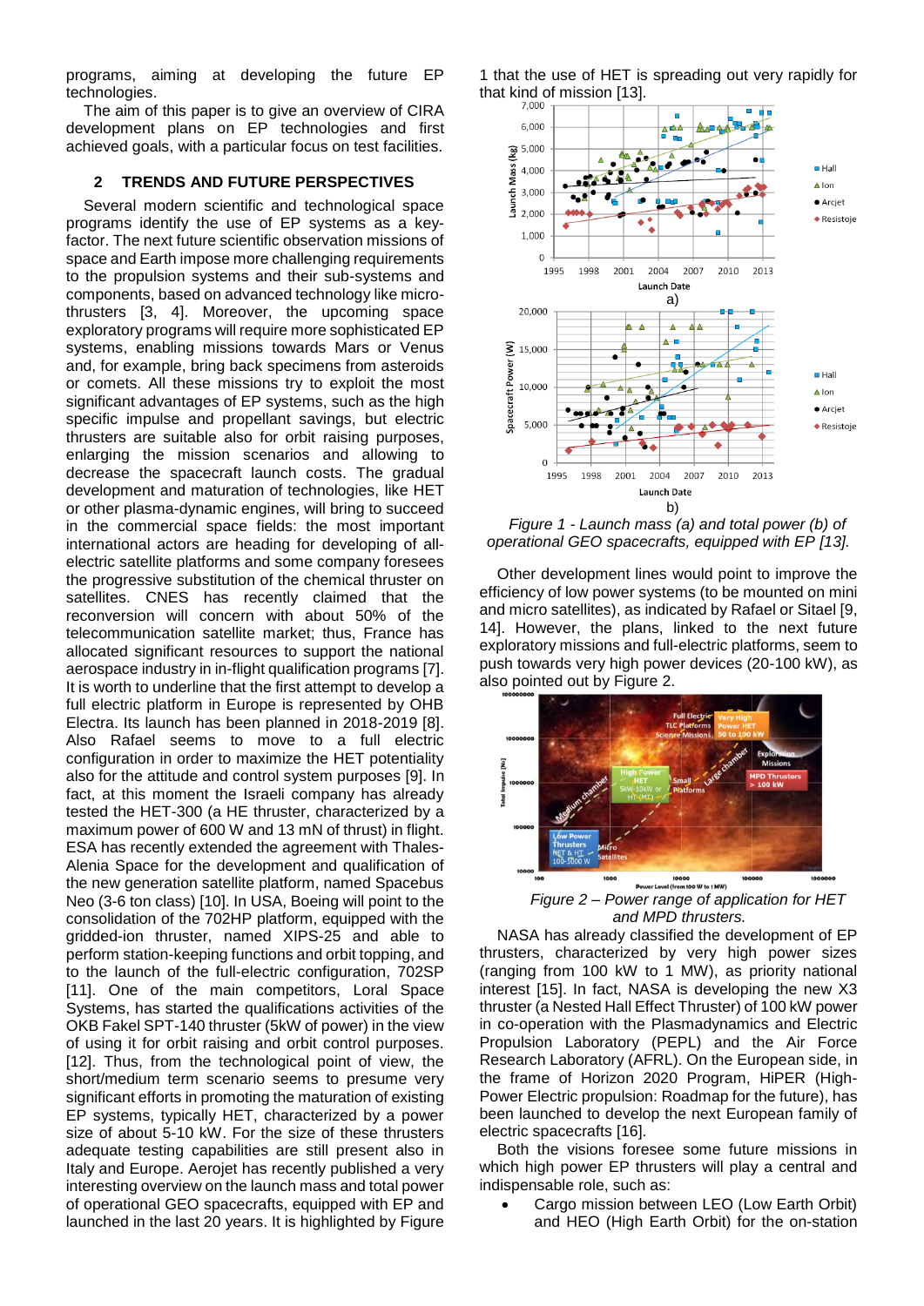programs, aiming at developing the future EP technologies.

The aim of this paper is to give an overview of CIRA development plans on EP technologies and first achieved goals, with a particular focus on test facilities.

## 2 TRENDS AND FUTURE PERSPECTIVES

Several modern scientific and technological space programs identify the use of EP systems as a key-factor. The next future scientific observation missions of space and Earth impose more challenging requirements to the propulsion systems and their sub-systems and components, based on advanced technology like micro-thrusters [3, 4]. Moreover, the upcoming space exploratory programs will require more sophisticated EP systems, enabling missions towards Mars or Venus and, for example, bring back specimens from asteroids or comets. All these missions try to exploit the most significant advantages of EP systems, such as the high specific impulse and propellant savings, but electric thrusters are suitable also for orbit raising purposes, enlarging the mission scenarios and allowing to decrease the spacecraft launch costs. The gradual development and maturation of technologies, like HET or other plasma-dynamic engines, will bring to succeed in the commercial space fields: the most important international actors are heading for developing of all-electric satellite platforms and some company foresees the progressive substitution of the chemical thruster on satellites. CNES has recently claimed that the reconversion will concern with about 50% of the telecommunication satellite market; thus, France has allocated significant resources to support the national aerospace industry in in-flight qualification programs [7]. It is worth to underline that the first attempt to develop a full electric platform in Europe is represented by OHB Electra. Its launch has been planned in 2018-2019 [8]. Also Rafael seems to move to a full electric configuration in order to maximize the HET potentiality also for the attitude and control system purposes [9]. In fact, at this moment the Israeli company has already tested the HET-300 (a HE thruster, characterized by a maximum power of 600 W and 13 mN of thrust) in flight. ESA has recently extended the agreement with Thales-Alenia Space for the development and qualification of the new generation satellite platform, named Spacebus Neo (3-6 ton class) [10]. In USA, Boeing will point to the consolidation of the 702HP platform, equipped with the gridded-ion thruster, named XIPS-25 and able to perform station-keeping functions and orbit topping, and to the launch of the full-electric configuration, 702SP [11]. One of the main competitors, Loral Space Systems, has started the qualifications activities of the OKB Fakel SPT-140 thruster (5kW of power) in the view of using it for orbit raising and orbit control purposes. [12]. Thus, from the technological point of view, the short/medium term scenario seems to presume very significant efforts in promoting the maturation of existing EP systems, typically HET, characterized by a power size of about 5-10 kW. For the size of these thrusters adequate testing capabilities are still present also in Italy and Europe. Aerojet has recently published a very interesting overview on the launch mass and total power of operational GEO spacecrafts, equipped with EP and launched in the last 20 years. It is highlighted by Figure 1 that the use of HET is spreading out very rapidly for that kind of mission [13].

*Figure 1 - Launch mass (a) and total power (b) of operational GEO spacecrafts, equipped with EP [13].*

Other development lines would point to improve the efficiency of low power systems (to be mounted on mini and micro satellites), as indicated by Rafael or Sitael [9, 14]. However, the plans, linked to the next future exploratory missions and full-electric platforms, seem to push towards very high power devices (20-100 kW), as also pointed out by Figure 2.

*Figure 2 – Power range of application for HET and MPD thrusters.*

NASA has already classified the development of EP thrusters, characterized by very high power sizes (ranging from 100 kW to 1 MW), as priority national interest [15]. In fact, NASA is developing the new X3 thruster (a Nested Hall Effect Thruster) of 100 kW power in co-operation with the Plasmadynamics and Electric Propulsion Laboratory (PEPL) and the Air Force Research Laboratory (AFRL). On the European side, in the frame of Horizon 2020 Program, HiPER (High-Power Electric propulsion: Roadmap for the future), has been launched to develop the next European family of electric spacecrafts [16].

Both the visions foresee some future missions in which high power EP thrusters will play a central and indispensable role, such as:

- Cargo mission between LEO (Low Earth Orbit) and HEO (High Earth Orbit) for the on-station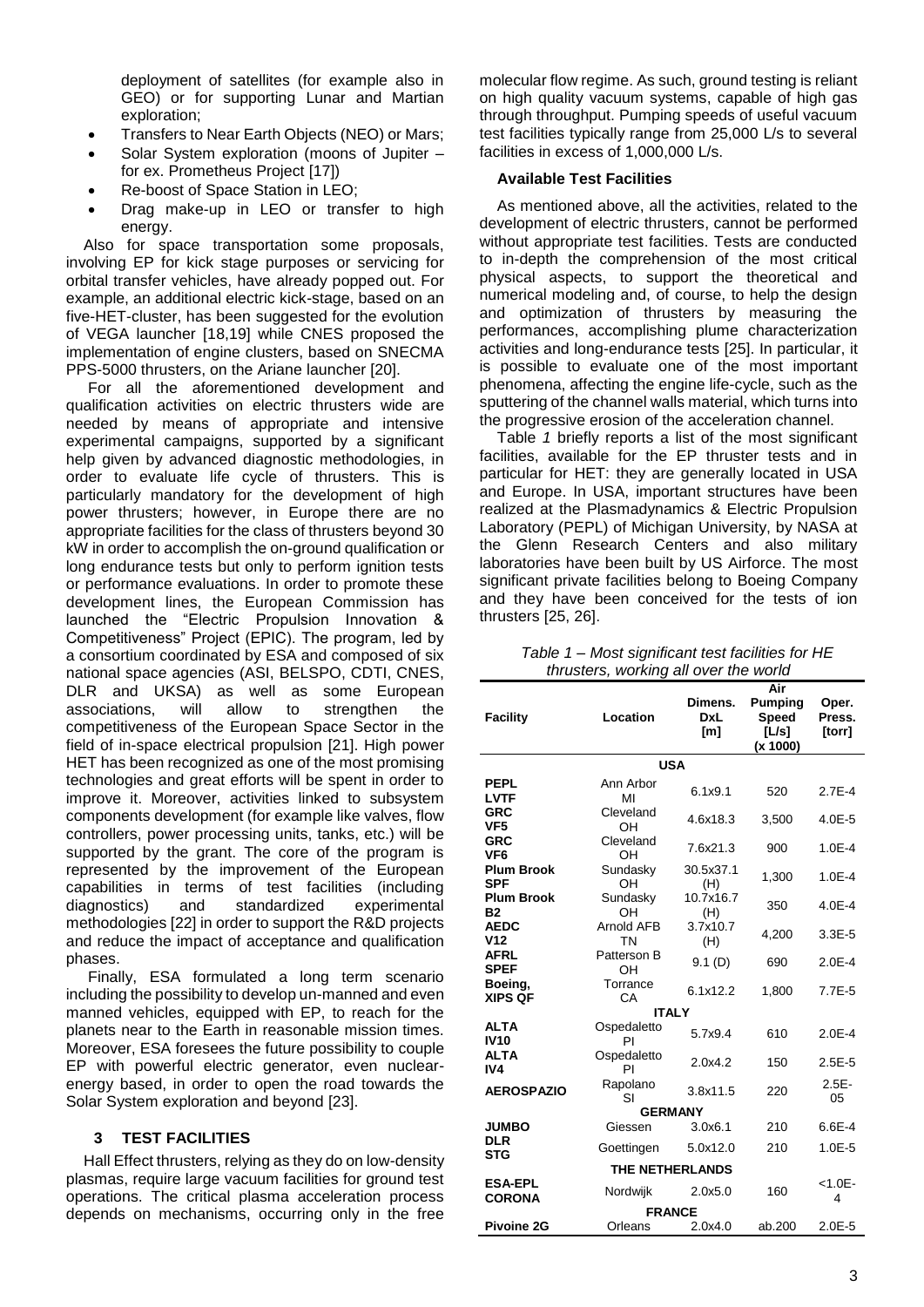deployment of satellites (for example also in GEO) or for supporting Lunar and Martian exploration;

- Transfers to Near Earth Objects (NEO) or Mars;
- Solar System exploration (moons of Jupiter – for ex. Prometheus Project [17])
- Re-boost of Space Station in LEO;
- Drag make-up in LEO or transfer to high energy.

Also for space transportation some proposals, involving EP for kick stage purposes or servicing for orbital transfer vehicles, have already popped out. For example, an additional electric kick-stage, based on an five-HET-cluster, has been suggested for the evolution of VEGA launcher [18,19] while CNES proposed the implementation of engine clusters, based on SNECMA PPS-5000 thrusters, on the Ariane launcher [20].

For all the aforementioned development and qualification activities on electric thrusters wide are needed by means of appropriate and intensive experimental campaigns, supported by a significant help given by advanced diagnostic methodologies, in order to evaluate life cycle of thrusters. This is particularly mandatory for the development of high power thrusters; however, in Europe there are no appropriate facilities for the class of thrusters beyond 30 kW in order to accomplish the on-ground qualification or long endurance tests but only to perform ignition tests or performance evaluations. In order to promote these development lines, the European Commission has launched the "Electric Propulsion Innovation & Competitiveness" Project (EPIC). The program, led by a consortium coordinated by ESA and composed of six national space agencies (ASI, BELSPO, CDTI, CNES, DLR and UKSA) as well as some European associations, will allow to strengthen the competitiveness of the European Space Sector in the field of in-space electrical propulsion [21]. High power HET has been recognized as one of the most promising technologies and great efforts will be spent in order to improve it. Moreover, activities linked to subsystem components development (for example like valves, flow controllers, power processing units, tanks, etc.) will be supported by the grant. The core of the program is represented by the improvement of the European capabilities in terms of test facilities (including diagnostics) and standardized experimental methodologies [22] in order to support the R&D projects and reduce the impact of acceptance and qualification phases.

Finally, ESA formulated a long term scenario including the possibility to develop un-manned and even manned vehicles, equipped with EP, to reach for the planets near to the Earth in reasonable mission times. Moreover, ESA foresees the future possibility to couple EP with powerful electric generator, even nuclear-energy based, in order to open the road towards the Solar System exploration and beyond [23].

## 3 TEST FACILITIES

Hall Effect thrusters, relying as they do on low-density plasmas, require large vacuum facilities for ground test operations. The critical plasma acceleration process depends on mechanisms, occurring only in the free molecular flow regime. As such, ground testing is reliant on high quality vacuum systems, capable of high gas through throughput. Pumping speeds of useful vacuum test facilities typically range from 25,000 L/s to several facilities in excess of 1,000,000 L/s.

### Available Test Facilities

As mentioned above, all the activities, related to the development of electric thrusters, cannot be performed without appropriate test facilities. Tests are conducted to in-depth the comprehension of the most critical physical aspects, to support the theoretical and numerical modeling and, of course, to help the design and optimization of thrusters by measuring the performances, accomplishing plume characterization activities and long-endurance tests [25]. In particular, it is possible to evaluate one of the most important phenomena, affecting the engine life-cycle, such as the sputtering of the channel walls material, which turns into the progressive erosion of the acceleration channel.

Table *1* briefly reports a list of the most significant facilities, available for the EP thruster tests and in particular for HET: they are generally located in USA and Europe. In USA, important structures have been realized at the Plasmadynamics & Electric Propulsion Laboratory (PEPL) of Michigan University, by NASA at the Glenn Research Centers and also military laboratories have been built by US Airforce. The most significant private facilities belong to Boeing Company and they have been conceived for the tests of ion thrusters [25, 26].

*Table 1 – Most significant test facilities for HE thrusters, working all over the world*

| Facility | Location | Dimens. DxL [m] | Air Pumping Speed [L/s] (x 1000) | Oper. Press. [torr] |
|---|---|---|---|---|
| | | **USA** | | |
| **PEPL LVTF** | Ann Arbor MI | 6.1x9.1 | 520 | 2.7E-4 |
| **GRC VF5** | Cleveland OH | 4.6x18.3 | 3,500 | 4.0E-5 |
| **GRC VF6** | Cleveland OH | 7.6x21.3 | 900 | 1.0E-4 |
| **Plum Brook SPF** | Sundasky OH | 30.5x37.1 (H) | 1,300 | 1.0E-4 |
| **Plum Brook B2** | Sundasky OH | 10.7x16.7 (H) | 350 | 4.0E-4 |
| **AEDC V12** | Arnold AFB TN | 3.7x10.7 (H) | 4,200 | 3.3E-5 |
| **AFRL SPEF** | Patterson B OH | 9.1 (D) | 690 | 2.0E-4 |
| **Boeing, XIPS QF** | Torrance CA | 6.1x12.2 | 1,800 | 7.7E-5 |
| | | **ITALY** | | |
| **ALTA IV10** | Ospedaletto PI | 5.7x9.4 | 610 | 2.0E-4 |
| **ALTA IV4** | Ospedaletto PI | 2.0x4.2 | 150 | 2.5E-5 |
| **AEROSPAZIO** | Rapolano SI | 3.8x11.5 | 220 | 2.5E-05 |
| | | **GERMANY** | | |
| **JUMBO** | Giessen | 3.0x6.1 | 210 | 6.6E-4 |
| **DLR STG** | Goettingen | 5.0x12.0 | 210 | 1.0E-5 |
| | | **THE NETHERLANDS** | | |
| **ESA-EPL CORONA** | Nordwijk | 2.0x5.0 | 160 | <1.0E-4 |
| | | **FRANCE** | | |
| **Pivoine 2G** | Orleans | 2.0x4.0 | ab.200 | 2.0E-5 |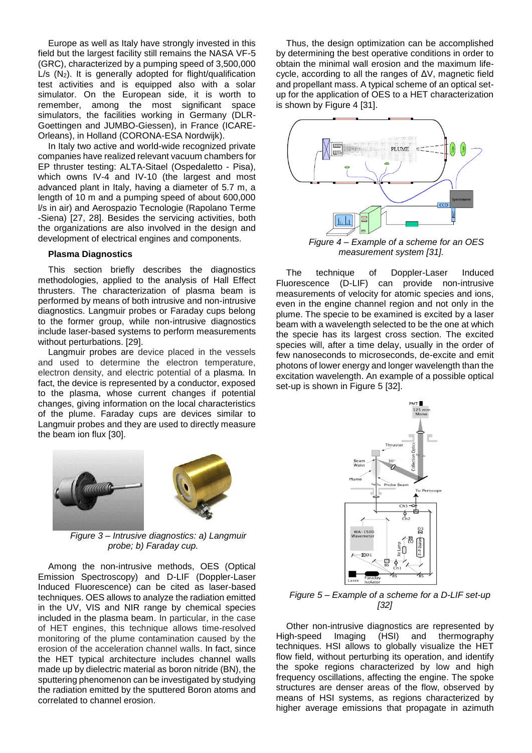Europe as well as Italy have strongly invested in this field but the largest facility still remains the NASA VF-5 (GRC), characterized by a pumping speed of 3,500,000 L/s ($N_2$). It is generally adopted for flight/qualification test activities and is equipped also with a solar simulator. On the European side, it is worth to remember, among the most significant space simulators, the facilities working in Germany (DLR-Goettingen and JUMBO-Giessen), in France (ICARE-Orleans), in Holland (CORONA-ESA Nordwijk).

In Italy two active and world-wide recognized private companies have realized relevant vacuum chambers for EP thruster testing: ALTA-Sitael (Ospedaletto - Pisa), which owns IV-4 and IV-10 (the largest and most advanced plant in Italy, having a diameter of 5.7 m, a length of 10 m and a pumping speed of about 600,000 l/s in air) and Aerospazio Tecnologie (Rapolano Terme -Siena) [27, 28]. Besides the servicing activities, both the organizations are also involved in the design and development of electrical engines and components.

### Plasma Diagnostics

This section briefly describes the diagnostics methodologies, applied to the analysis of Hall Effect thrusters. The characterization of plasma beam is performed by means of both intrusive and non-intrusive diagnostics. Langmuir probes or Faraday cups belong to the former group, while non-intrusive diagnostics include laser-based systems to perform measurements without perturbations. [29].

Langmuir probes are device placed in the vessels and used to determine the electron temperature, electron density, and electric potential of a plasma. In fact, the device is represented by a conductor, exposed to the plasma, whose current changes if potential changes, giving information on the local characteristics of the plume. Faraday cups are devices similar to Langmuir probes and they are used to directly measure the beam ion flux [30].

*Figure 3 – Intrusive diagnostics: a) Langmuir probe; b) Faraday cup.*

Among the non-intrusive methods, OES (Optical Emission Spectroscopy) and D-LIF (Doppler-Laser Induced Fluorescence) can be cited as laser-based techniques. OES allows to analyze the radiation emitted in the UV, VIS and NIR range by chemical species included in the plasma beam. In particular, in the case of HET engines, this technique allows time-resolved monitoring of the plume contamination caused by the erosion of the acceleration channel walls. In fact, since the HET typical architecture includes channel walls made up by dielectric material as boron nitride (BN), the sputtering phenomenon can be investigated by studying the radiation emitted by the sputtered Boron atoms and correlated to channel erosion.

Thus, the design optimization can be accomplished by determining the best operative conditions in order to obtain the minimal wall erosion and the maximum life-cycle, according to all the ranges of ΔV, magnetic field and propellant mass. A typical scheme of an optical set-up for the application of OES to a HET characterization is shown by Figure 4 [31].

*Figure 4 – Example of a scheme for an OES measurement system [31].*

The technique of Doppler-Laser Induced Fluorescence (D-LIF) can provide non-intrusive measurements of velocity for atomic species and ions, even in the engine channel region and not only in the plume. The specie to be examined is excited by a laser beam with a wavelength selected to be the one at which the specie has its largest cross section. The excited species will, after a time delay, usually in the order of few nanoseconds to microseconds, de-excite and emit photons of lower energy and longer wavelength than the excitation wavelength. An example of a possible optical set-up is shown in Figure 5 [32].

*Figure 5 – Example of a scheme for a D-LIF set-up [32]*

Other non-intrusive diagnostics are represented by High-speed Imaging (HSI) and thermography techniques. HSI allows to globally visualize the HET flow field, without perturbing its operation, and identify the spoke regions characterized by low and high frequency oscillations, affecting the engine. The spoke structures are denser areas of the flow, observed by means of HSI systems, as regions characterized by higher average emissions that propagate in azimuth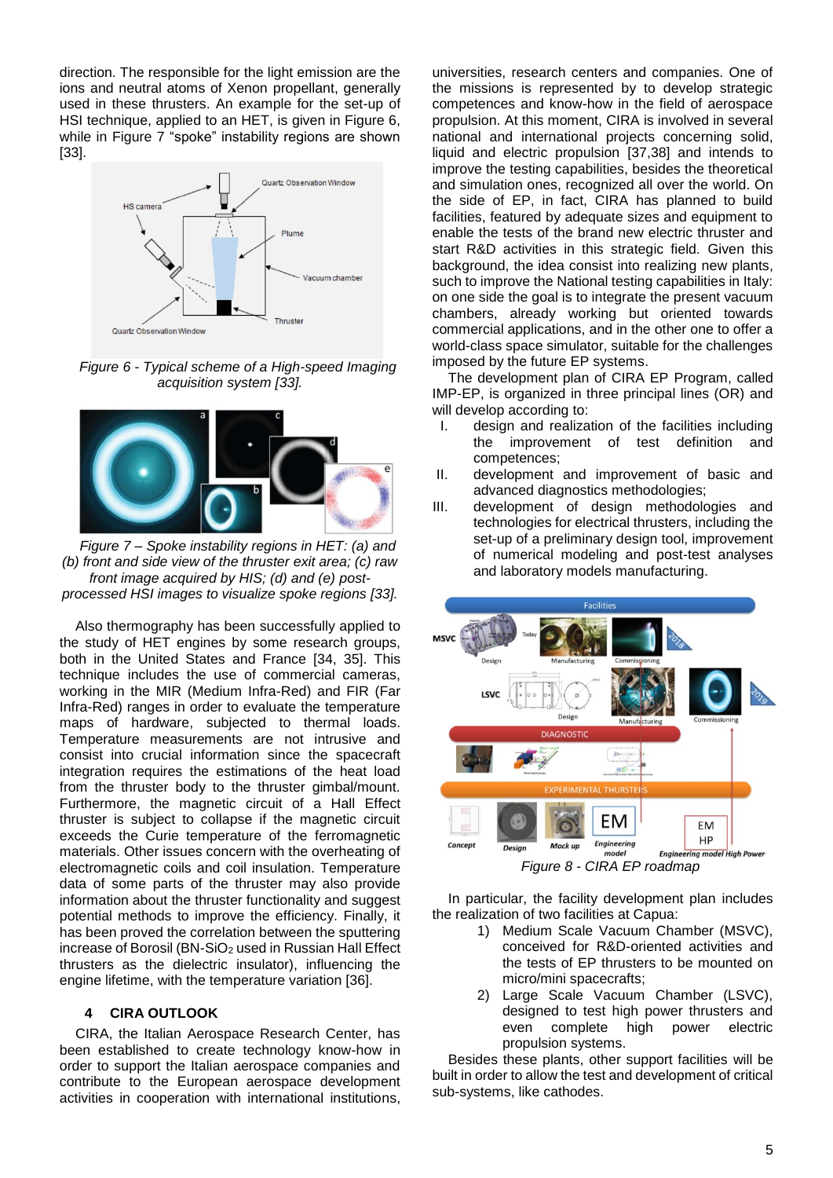direction. The responsible for the light emission are the ions and neutral atoms of Xenon propellant, generally used in these thrusters. An example for the set-up of HSI technique, applied to an HET, is given in Figure 6, while in Figure 7 "spoke" instability regions are shown [33].

*Figure 6 - Typical scheme of a High-speed Imaging acquisition system [33].*

*Figure 7 – Spoke instability regions in HET: (a) and (b) front and side view of the thruster exit area; (c) raw front image acquired by HIS; (d) and (e) post-processed HSI images to visualize spoke regions [33].*

Also thermography has been successfully applied to the study of HET engines by some research groups, both in the United States and France [34, 35]. This technique includes the use of commercial cameras, working in the MIR (Medium Infra-Red) and FIR (Far Infra-Red) ranges in order to evaluate the temperature maps of hardware, subjected to thermal loads. Temperature measurements are not intrusive and consist into crucial information since the spacecraft integration requires the estimations of the heat load from the thruster body to the thruster gimbal/mount. Furthermore, the magnetic circuit of a Hall Effect thruster is subject to collapse if the magnetic circuit exceeds the Curie temperature of the ferromagnetic materials. Other issues concern with the overheating of electromagnetic coils and coil insulation. Temperature data of some parts of the thruster may also provide information about the thruster functionality and suggest potential methods to improve the efficiency. Finally, it has been proved the correlation between the sputtering increase of Borosil (BN-$SiO_2$ used in Russian Hall Effect thrusters as the dielectric insulator), influencing the engine lifetime, with the temperature variation [36].

## 4 CIRA OUTLOOK

CIRA, the Italian Aerospace Research Center, has been established to create technology know-how in order to support the Italian aerospace companies and contribute to the European aerospace development activities in cooperation with international institutions, universities, research centers and companies. One of the missions is represented by to develop strategic competences and know-how in the field of aerospace propulsion. At this moment, CIRA is involved in several national and international projects concerning solid, liquid and electric propulsion [37,38] and intends to improve the testing capabilities, besides the theoretical and simulation ones, recognized all over the world. On the side of EP, in fact, CIRA has planned to build facilities, featured by adequate sizes and equipment to enable the tests of the brand new electric thruster and start R&D activities in this strategic field. Given this background, the idea consist into realizing new plants, such to improve the National testing capabilities in Italy: on one side the goal is to integrate the present vacuum chambers, already working but oriented towards commercial applications, and in the other one to offer a world-class space simulator, suitable for the challenges imposed by the future EP systems.

The development plan of CIRA EP Program, called IMP-EP, is organized in three principal lines (OR) and will develop according to:

I. design and realization of the facilities including the improvement of test definition and competences;
II. development and improvement of basic and advanced diagnostics methodologies;
III. development of design methodologies and technologies for electrical thrusters, including the set-up of a preliminary design tool, improvement of numerical modeling and post-test analyses and laboratory models manufacturing.

*Figure 8 - CIRA EP roadmap*

In particular, the facility development plan includes the realization of two facilities at Capua:

1) Medium Scale Vacuum Chamber (MSVC), conceived for R&D-oriented activities and the tests of EP thrusters to be mounted on micro/mini spacecrafts;
2) Large Scale Vacuum Chamber (LSVC), designed to test high power thrusters and even complete high power electric propulsion systems.

Besides these plants, other support facilities will be built in order to allow the test and development of critical sub-systems, like cathodes.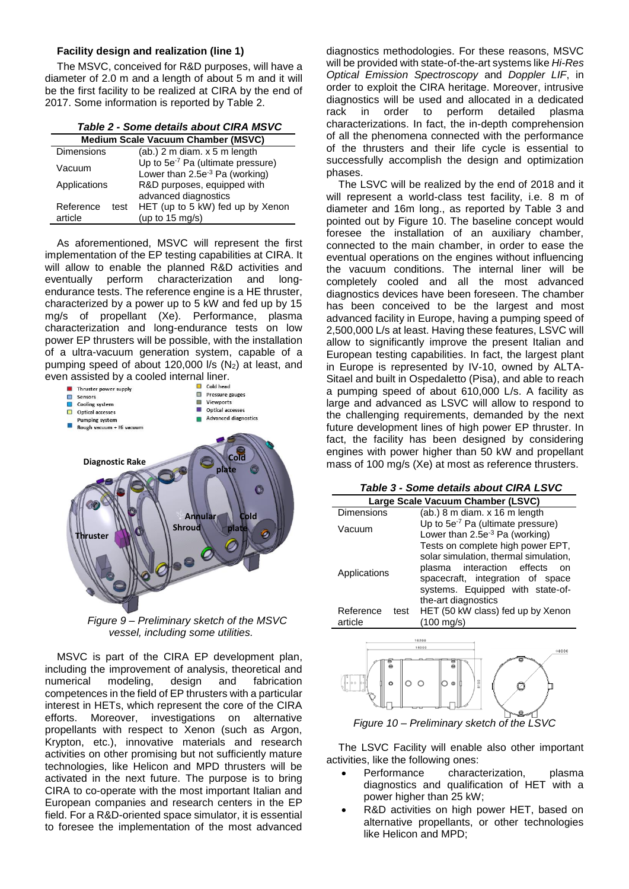### Facility design and realization (line 1)

The MSVC, conceived for R&D purposes, will have a diameter of 2.0 m and a length of about 5 m and it will be the first facility to be realized at CIRA by the end of 2017. Some information is reported by Table 2.

***Table 2 - Some details about CIRA MSVC***

| Medium Scale Vacuum Chamber (MSVC) | |
|---|---|
| Dimensions | (ab.) 2 m diam. x 5 m length |
| Vacuum | Up to 5e$^{-7}$ Pa (ultimate pressure) Lower than 2.5e$^{-3}$ Pa (working) |
| Applications | R&D purposes, equipped with advanced diagnostics |
| Reference test article | HET (up to 5 kW) fed up by Xenon (up to 15 mg/s) |

As aforementioned, MSVC will represent the first implementation of the EP testing capabilities at CIRA. It will allow to enable the planned R&D activities and eventually perform characterization and long-endurance tests. The reference engine is a HE thruster, characterized by a power up to 5 kW and fed up by 15 mg/s of propellant (Xe). Performance, plasma characterization and long-endurance tests on low power EP thrusters will be possible, with the installation of a ultra-vacuum generation system, capable of a pumping speed of about 120,000 l/s ($N_2$) at least, and even assisted by a cooled internal liner.

*Figure 9 – Preliminary sketch of the MSVC vessel, including some utilities.*

MSVC is part of the CIRA EP development plan, including the improvement of analysis, theoretical and numerical modeling, design and fabrication competences in the field of EP thrusters with a particular interest in HETs, which represent the core of the CIRA efforts. Moreover, investigations on alternative propellants with respect to Xenon (such as Argon, Krypton, etc.), innovative materials and research activities on other promising but not sufficiently mature technologies, like Helicon and MPD thrusters will be activated in the next future. The purpose is to bring CIRA to co-operate with the most important Italian and European companies and research centers in the EP field. For a R&D-oriented space simulator, it is essential to foresee the implementation of the most advanced diagnostics methodologies. For these reasons, MSVC will be provided with state-of-the-art systems like *Hi-Res Optical Emission Spectroscopy* and *Doppler LIF*, in order to exploit the CIRA heritage. Moreover, intrusive diagnostics will be used and allocated in a dedicated rack in order to perform detailed plasma characterizations. In fact, the in-depth comprehension of all the phenomena connected with the performance of the thrusters and their life cycle is essential to successfully accomplish the design and optimization phases.

The LSVC will be realized by the end of 2018 and it will represent a world-class test facility, i.e. 8 m of diameter and 16m long., as reported by Table 3 and pointed out by Figure 10. The baseline concept would foresee the installation of an auxiliary chamber, connected to the main chamber, in order to ease the eventual operations on the engines without influencing the vacuum conditions. The internal liner will be completely cooled and all the most advanced diagnostics devices have been foreseen. The chamber has been conceived to be the largest and most advanced facility in Europe, having a pumping speed of 2,500,000 L/s at least. Having these features, LSVC will allow to significantly improve the present Italian and European testing capabilities. In fact, the largest plant in Europe is represented by IV-10, owned by ALTA-Sitael and built in Ospedaletto (Pisa), and able to reach a pumping speed of about 610,000 L/s. A facility as large and advanced as LSVC will allow to respond to the challenging requirements, demanded by the next future development lines of high power EP thruster. In fact, the facility has been designed by considering engines with power higher than 50 kW and propellant mass of 100 mg/s (Xe) at most as reference thrusters.

***Table 3 - Some details about CIRA LSVC***

| Large Scale Vacuum Chamber (LSVC) | |
|---|---|
| Dimensions | (ab.) 8 m diam. x 16 m length |
| Vacuum | Up to 5e$^{-7}$ Pa (ultimate pressure) Lower than 2.5e$^{-3}$ Pa (working) |
| Applications | Tests on complete high power EPT, solar simulation, thermal simulation, plasma interaction effects on spacecraft, integration of space systems. Equipped with state-of-the-art diagnostics |
| Reference test article | HET (50 kW class) fed up by Xenon (100 mg/s) |

*Figure 10 – Preliminary sketch of the LSVC*

The LSVC Facility will enable also other important activities, like the following ones:

- Performance characterization, plasma diagnostics and qualification of HET with a power higher than 25 kW;
- R&D activities on high power HET, based on alternative propellants, or other technologies like Helicon and MPD;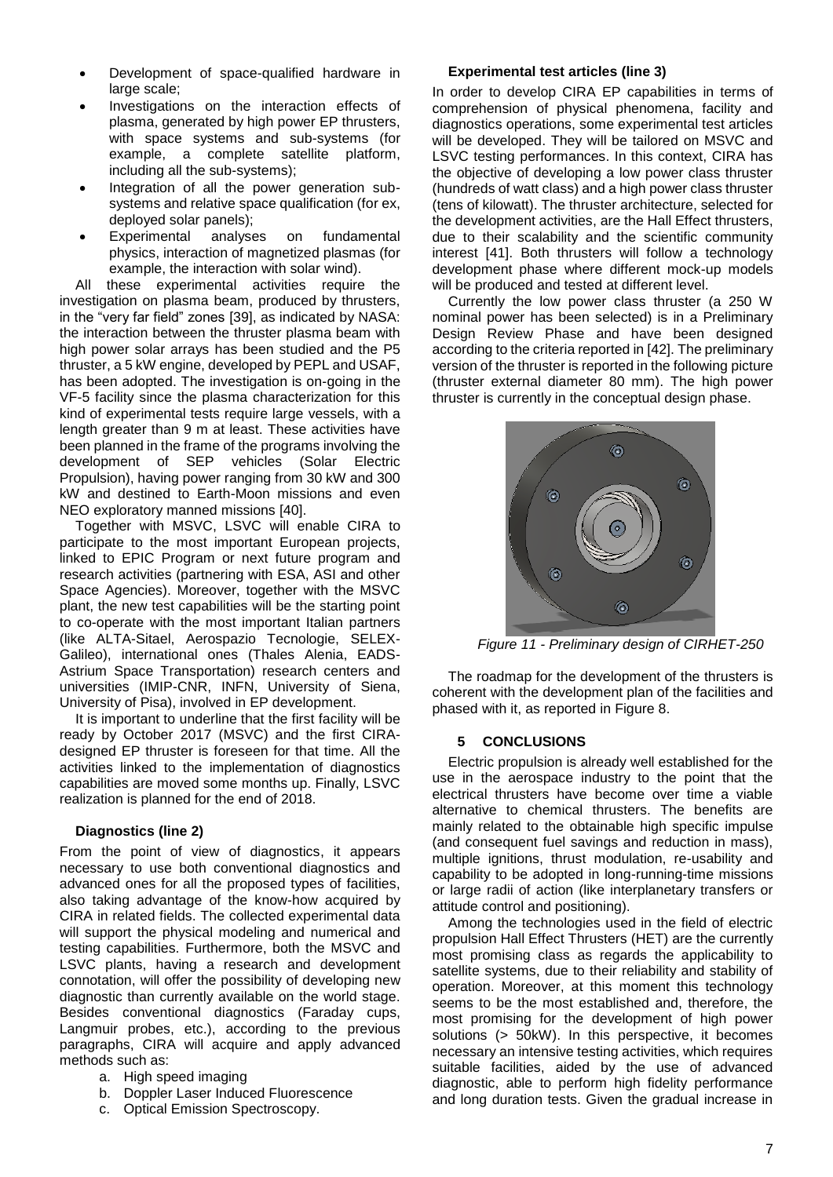- Development of space-qualified hardware in large scale;
- Investigations on the interaction effects of plasma, generated by high power EP thrusters, with space systems and sub-systems (for example, a complete satellite platform, including all the sub-systems);
- Integration of all the power generation sub-systems and relative space qualification (for ex, deployed solar panels);
- Experimental analyses on fundamental physics, interaction of magnetized plasmas (for example, the interaction with solar wind).

All these experimental activities require the investigation on plasma beam, produced by thrusters, in the "very far field" zones [39], as indicated by NASA: the interaction between the thruster plasma beam with high power solar arrays has been studied and the P5 thruster, a 5 kW engine, developed by PEPL and USAF, has been adopted. The investigation is on-going in the VF-5 facility since the plasma characterization for this kind of experimental tests require large vessels, with a length greater than 9 m at least. These activities have been planned in the frame of the programs involving the development of SEP vehicles (Solar Electric Propulsion), having power ranging from 30 kW and 300 kW and destined to Earth-Moon missions and even NEO exploratory manned missions [40].

Together with MSVC, LSVC will enable CIRA to participate to the most important European projects, linked to EPIC Program or next future program and research activities (partnering with ESA, ASI and other Space Agencies). Moreover, together with the MSVC plant, the new test capabilities will be the starting point to co-operate with the most important Italian partners (like ALTA-Sitael, Aerospazio Tecnologie, SELEX-Galileo), international ones (Thales Alenia, EADS-Astrium Space Transportation) research centers and universities (IMIP-CNR, INFN, University of Siena, University of Pisa), involved in EP development.

It is important to underline that the first facility will be ready by October 2017 (MSVC) and the first CIRA-designed EP thruster is foreseen for that time. All the activities linked to the implementation of diagnostics capabilities are moved some months up. Finally, LSVC realization is planned for the end of 2018.

**Diagnostics (line 2)**

From the point of view of diagnostics, it appears necessary to use both conventional diagnostics and advanced ones for all the proposed types of facilities, also taking advantage of the know-how acquired by CIRA in related fields. The collected experimental data will support the physical modeling and numerical and testing capabilities. Furthermore, both the MSVC and LSVC plants, having a research and development connotation, will offer the possibility of developing new diagnostic than currently available on the world stage. Besides conventional diagnostics (Faraday cups, Langmuir probes, etc.), according to the previous paragraphs, CIRA will acquire and apply advanced methods such as:

a. High speed imaging
b. Doppler Laser Induced Fluorescence
c. Optical Emission Spectroscopy.

**Experimental test articles (line 3)**

In order to develop CIRA EP capabilities in terms of comprehension of physical phenomena, facility and diagnostics operations, some experimental test articles will be developed. They will be tailored on MSVC and LSVC testing performances. In this context, CIRA has the objective of developing a low power class thruster (hundreds of watt class) and a high power class thruster (tens of kilowatt). The thruster architecture, selected for the development activities, are the Hall Effect thrusters, due to their scalability and the scientific community interest [41]. Both thrusters will follow a technology development phase where different mock-up models will be produced and tested at different level.

Currently the low power class thruster (a 250 W nominal power has been selected) is in a Preliminary Design Review Phase and have been designed according to the criteria reported in [42]. The preliminary version of the thruster is reported in the following picture (thruster external diameter 80 mm). The high power thruster is currently in the conceptual design phase.

*Figure 11 - Preliminary design of CIRHET-250*

The roadmap for the development of the thrusters is coherent with the development plan of the facilities and phased with it, as reported in Figure 8.

## 5 CONCLUSIONS

Electric propulsion is already well established for the use in the aerospace industry to the point that the electrical thrusters have become over time a viable alternative to chemical thrusters. The benefits are mainly related to the obtainable high specific impulse (and consequent fuel savings and reduction in mass), multiple ignitions, thrust modulation, re-usability and capability to be adopted in long-running-time missions or large radii of action (like interplanetary transfers or attitude control and positioning).

Among the technologies used in the field of electric propulsion Hall Effect Thrusters (HET) are the currently most promising class as regards the applicability to satellite systems, due to their reliability and stability of operation. Moreover, at this moment this technology seems to be the most established and, therefore, the most promising for the development of high power solutions (> 50kW). In this perspective, it becomes necessary an intensive testing activities, which requires suitable facilities, aided by the use of advanced diagnostic, able to perform high fidelity performance and long duration tests. Given the gradual increase in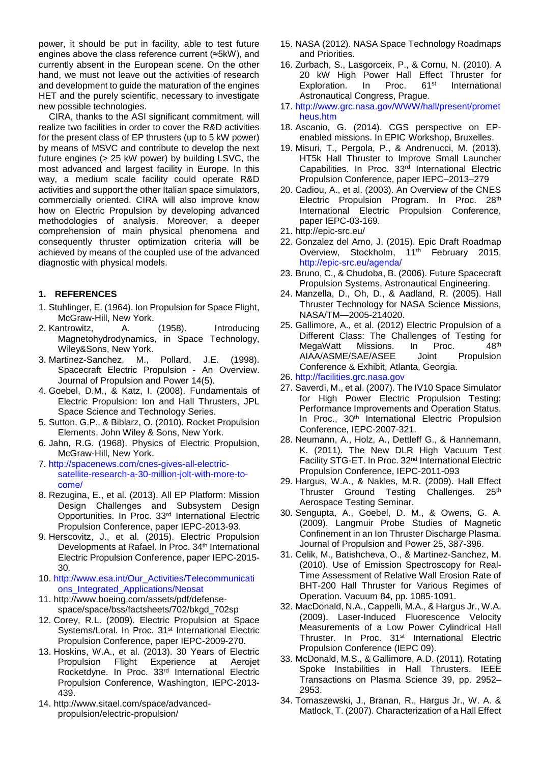power, it should be put in facility, able to test future engines above the class reference current (≈5kW), and currently absent in the European scene. On the other hand, we must not leave out the activities of research and development to guide the maturation of the engines HET and the purely scientific, necessary to investigate new possible technologies.

CIRA, thanks to the ASI significant commitment, will realize two facilities in order to cover the R&D activities for the present class of EP thrusters (up to 5 kW power) by means of MSVC and contribute to develop the next future engines (> 25 kW power) by building LSVC, the most advanced and largest facility in Europe. In this way, a medium scale facility could operate R&D activities and support the other Italian space simulators, commercially oriented. CIRA will also improve know how on Electric Propulsion by developing advanced methodologies of analysis. Moreover, a deeper comprehension of main physical phenomena and consequently thruster optimization criteria will be achieved by means of the coupled use of the advanced diagnostic with physical models.

## 1. REFERENCES

1. Stuhlinger, E. (1964). Ion Propulsion for Space Flight, McGraw-Hill, New York.
2. Kantrowitz, A. (1958). Introducing Magnetohydrodynamics, in Space Technology, Wiley&Sons, New York.
3. Martinez-Sanchez, M., Pollard, J.E. (1998). Spacecraft Electric Propulsion - An Overview. Journal of Propulsion and Power 14(5).
4. Goebel, D.M., & Katz, I. (2008). Fundamentals of Electric Propulsion: Ion and Hall Thrusters, JPL Space Science and Technology Series.
5. Sutton, G.P., & Biblarz, O. (2010). Rocket Propulsion Elements, John Wiley & Sons, New York.
6. Jahn, R.G. (1968). Physics of Electric Propulsion, McGraw-Hill, New York.
7. http://spacenews.com/cnes-gives-all-electric-satellite-research-a-30-million-jolt-with-more-to-come/
8. Rezugina, E., et al. (2013). All EP Platform: Mission Design Challenges and Subsystem Design Opportunities. In Proc. 33rd International Electric Propulsion Conference, paper IEPC-2013-93.
9. Herscovitz, J., et al. (2015). Electric Propulsion Developments at Rafael. In Proc. 34th International Electric Propulsion Conference, paper IEPC-2015-30.
10. http://www.esa.int/Our_Activities/Telecommunications_Integrated_Applications/Neosat
11. http://www.boeing.com/assets/pdf/defense-space/space/bss/factsheets/702/bkgd_702sp
12. Corey, R.L. (2009). Electric Propulsion at Space Systems/Loral. In Proc. 31st International Electric Propulsion Conference, paper IEPC-2009-270.
13. Hoskins, W.A., et al. (2013). 30 Years of Electric Propulsion Flight Experience at Aerojet Rocketdyne. In Proc. 33rd International Electric Propulsion Conference, Washington, IEPC-2013-439.
14. http://www.sitael.com/space/advanced-propulsion/electric-propulsion/
15. NASA (2012). NASA Space Technology Roadmaps and Priorities.
16. Zurbach, S., Lasgorceix, P., & Cornu, N. (2010). A 20 kW High Power Hall Effect Thruster for Exploration. In Proc. 61st International Astronautical Congress, Prague.
17. http://www.grc.nasa.gov/WWW/hall/present/prometheus.htm
18. Ascanio, G. (2014). CGS perspective on EP-enabled missions. In EPIC Workshop, Bruxelles.
19. Misuri, T., Pergola, P., & Andrenucci, M. (2013). HT5k Hall Thruster to Improve Small Launcher Capabilities. In Proc. 33rd International Electric Propulsion Conference, paper IEPC–2013–279
20. Cadiou, A., et al. (2003). An Overview of the CNES Electric Propulsion Program. In Proc. 28th International Electric Propulsion Conference, paper IEPC-03-169.
21. http://epic-src.eu/
22. Gonzalez del Amo, J. (2015). Epic Draft Roadmap Overview, Stockholm, 11th February 2015, http://epic-src.eu/agenda/
23. Bruno, C., & Chudoba, B. (2006). Future Spacecraft Propulsion Systems, Astronautical Engineering.
24. Manzella, D., Oh, D., & Aadland, R. (2005). Hall Thruster Technology for NASA Science Missions, NASA/TM—2005-214020.
25. Gallimore, A., et al. (2012) Electric Propulsion of a Different Class: The Challenges of Testing for MegaWatt Missions. In Proc. 48th AIAA/ASME/SAE/ASEE Joint Propulsion Conference & Exhibit, Atlanta, Georgia.
26. http://facilities.grc.nasa.gov
27. Saverdi, M., et al. (2007). The IV10 Space Simulator for High Power Electric Propulsion Testing: Performance Improvements and Operation Status. In Proc., 30th International Electric Propulsion Conference, IEPC-2007-321.
28. Neumann, A., Holz, A., Dettleff G., & Hannemann, K. (2011). The New DLR High Vacuum Test Facility STG-ET. In Proc. 32nd International Electric Propulsion Conference, IEPC-2011-093
29. Hargus, W.A., & Nakles, M.R. (2009). Hall Effect Thruster Ground Testing Challenges. 25th Aerospace Testing Seminar.
30. Sengupta, A., Goebel, D. M., & Owens, G. A. (2009). Langmuir Probe Studies of Magnetic Confinement in an Ion Thruster Discharge Plasma. Journal of Propulsion and Power 25, 387-396.
31. Celik, M., Batishcheva, O., & Martinez-Sanchez, M. (2010). Use of Emission Spectroscopy for Real-Time Assessment of Relative Wall Erosion Rate of BHT-200 Hall Thruster for Various Regimes of Operation. Vacuum 84, pp. 1085-1091.
32. MacDonald, N.A., Cappelli, M.A., & Hargus Jr., W.A. (2009). Laser-Induced Fluorescence Velocity Measurements of a Low Power Cylindrical Hall Thruster. In Proc. 31st International Electric Propulsion Conference (IEPC 09).
33. McDonald, M.S., & Gallimore, A.D. (2011). Rotating Spoke Instabilities in Hall Thrusters. IEEE Transactions on Plasma Science 39, pp. 2952–2953.
34. Tomaszewski, J., Branan, R., Hargus Jr., W. A. & Matlock, T. (2007). Characterization of a Hall Effect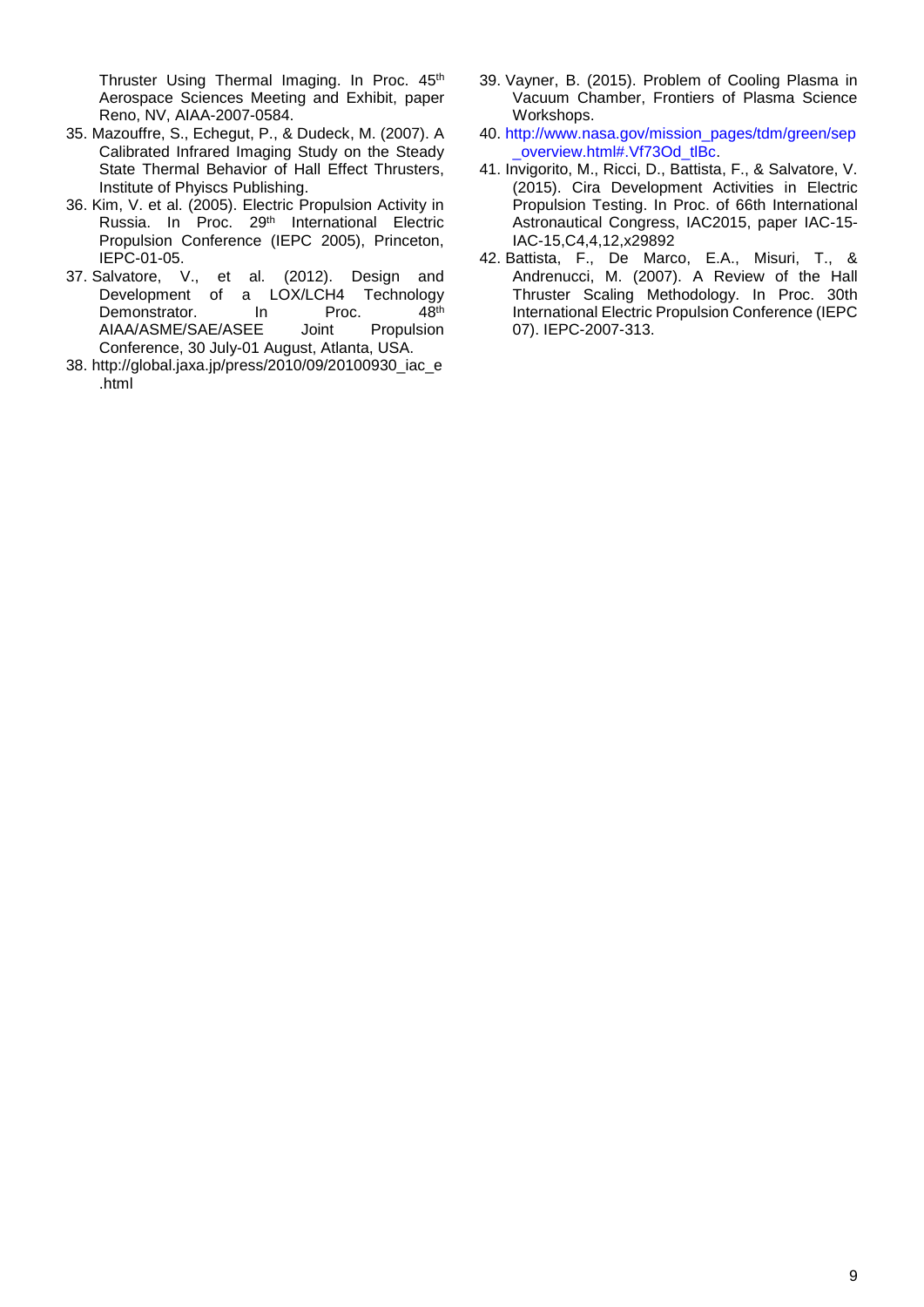Thruster Using Thermal Imaging. In Proc. 45th Aerospace Sciences Meeting and Exhibit, paper Reno, NV, AIAA-2007-0584.

35. Mazouffre, S., Echegut, P., & Dudeck, M. (2007). A Calibrated Infrared Imaging Study on the Steady State Thermal Behavior of Hall Effect Thrusters, Institute of Phyiscs Publishing.
36. Kim, V. et al. (2005). Electric Propulsion Activity in Russia. In Proc. 29th International Electric Propulsion Conference (IEPC 2005), Princeton, IEPC-01-05.
37. Salvatore, V., et al. (2012). Design and Development of a LOX/LCH4 Technology Demonstrator. In Proc. 48th AIAA/ASME/SAE/ASEE Joint Propulsion Conference, 30 July-01 August, Atlanta, USA.
38. http://global.jaxa.jp/press/2010/09/20100930_iac_e.html
39. Vayner, B. (2015). Problem of Cooling Plasma in Vacuum Chamber, Frontiers of Plasma Science Workshops.
40. http://www.nasa.gov/mission_pages/tdm/green/sep_overview.html#.Vf73Od_tlBc.
41. Invigorito, M., Ricci, D., Battista, F., & Salvatore, V. (2015). Cira Development Activities in Electric Propulsion Testing. In Proc. of 66th International Astronautical Congress, IAC2015, paper IAC-15-IAC-15,C4,4,12,x29892
42. Battista, F., De Marco, E.A., Misuri, T., & Andrenucci, M. (2007). A Review of the Hall Thruster Scaling Methodology. In Proc. 30th International Electric Propulsion Conference (IEPC 07). IEPC-2007-313.